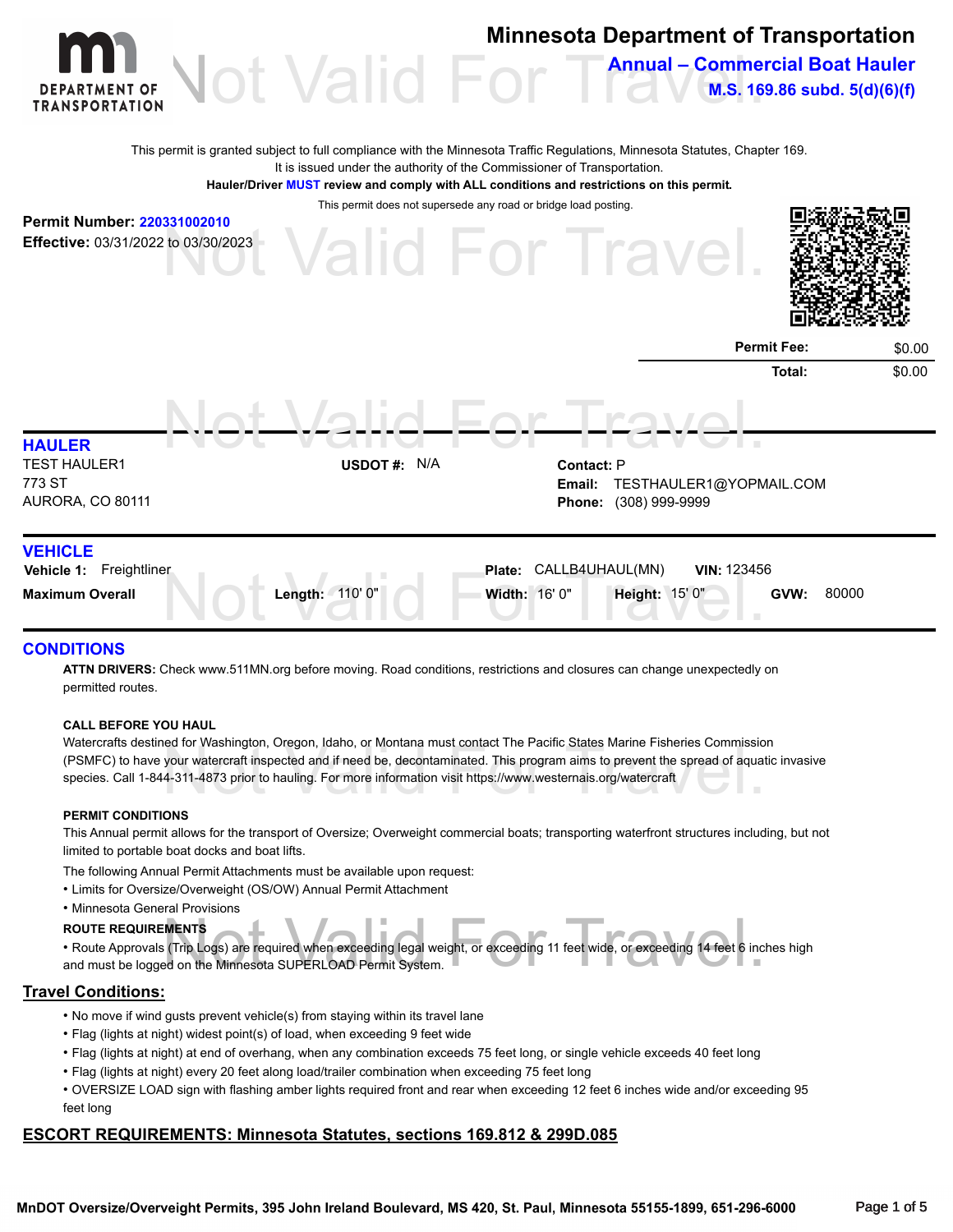# Minnesota Department of Transportation

## Annual – Commercial Boat Hauler

**M.S. 169.86 subd. 5(d)(6)(f)**

This permit is granted subject to full compliance with the Minnesota Traffic Regulations, Minnesota Statutes, Chapter 169.
It is issued under the authority of the Commissioner of Transportation.
**Hauler/Driver MUST review and comply with ALL conditions and restrictions on this permit.**
This permit does not supersede any road or bridge load posting.

**Permit Number:** 220331002010
**Effective:** 03/31/2022 to 03/30/2023

| | |
|---|---|
| **Permit Fee:** | $0.00 |
| **Total:** | $0.00 |

## HAULER

TEST HAULER1
773 ST
AURORA, CO 80111

**USDOT #:** N/A

**Contact:** P
**Email:** TESTHAULER1@YOPMAIL.COM
**Phone:** (308) 999-9999

## VEHICLE

**Vehicle 1:** Freightliner **Plate:** CALLB4UHAUL(MN) **VIN:** 123456

**Maximum Overall** **Length:** 110' 0" **Width:** 16' 0" **Height:** 15' 0" **GVW:** 80000

## CONDITIONS

**ATTN DRIVERS:** Check www.511MN.org before moving. Road conditions, restrictions and closures can change unexpectedly on permitted routes.

**CALL BEFORE YOU HAUL**

Watercrafts destined for Washington, Oregon, Idaho, or Montana must contact The Pacific States Marine Fisheries Commission (PSMFC) to have your watercraft inspected and if need be, decontaminated. This program aims to prevent the spread of aquatic invasive species. Call 1-844-311-4873 prior to hauling. For more information visit https://www.westernais.org/watercraft

**PERMIT CONDITIONS**

This Annual permit allows for the transport of Oversize; Overweight commercial boats; transporting waterfront structures including, but not limited to portable boat docks and boat lifts.

The following Annual Permit Attachments must be available upon request:

- Limits for Oversize/Overweight (OS/OW) Annual Permit Attachment
- Minnesota General Provisions

**ROUTE REQUIREMENTS**

- Route Approvals (Trip Logs) are required when exceeding legal weight, or exceeding 11 feet wide, or exceeding 14 feet 6 inches high and must be logged on the Minnesota SUPERLOAD Permit System.

## Travel Conditions:

- No move if wind gusts prevent vehicle(s) from staying within its travel lane
- Flag (lights at night) widest point(s) of load, when exceeding 9 feet wide
- Flag (lights at night) at end of overhang, when any combination exceeds 75 feet long, or single vehicle exceeds 40 feet long
- Flag (lights at night) every 20 feet along load/trailer combination when exceeding 75 feet long
- OVERSIZE LOAD sign with flashing amber lights required front and rear when exceeding 12 feet 6 inches wide and/or exceeding 95 feet long

## ESCORT REQUIREMENTS: Minnesota Statutes, sections 169.812 & 299D.085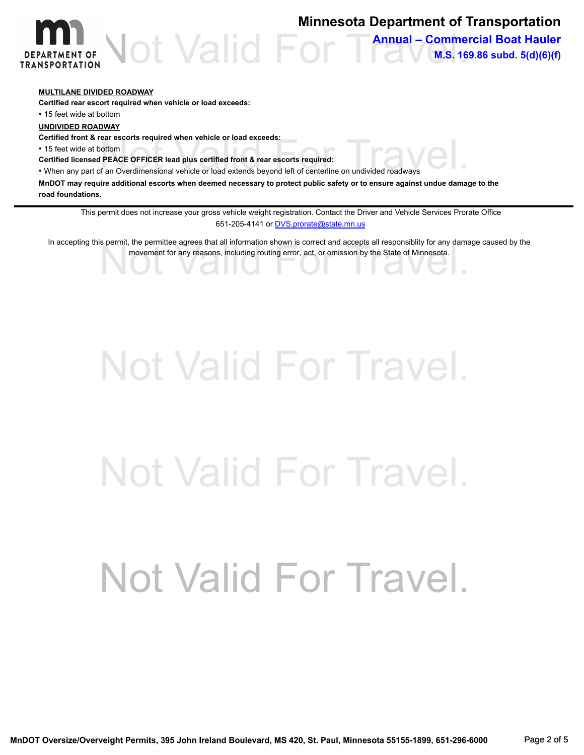**MULTILANE DIVIDED ROADWAY**

**Certified rear escort required when vehicle or load exceeds:**

- 15 feet wide at bottom

**UNDIVIDED ROADWAY**

**Certified front & rear escorts required when vehicle or load exceeds:**

- 15 feet wide at bottom

**Certified licensed PEACE OFFICER lead plus certified front & rear escorts required:**

- When any part of an Overdimensional vehicle or load extends beyond left of centerline on undivided roadways

**MnDOT may require additional escorts when deemed necessary to protect public safety or to ensure against undue damage to the road foundations.**

---

This permit does not increase your gross vehicle weight registration. Contact the Driver and Vehicle Services Prorate Office 651-205-4141 or DVS.prorate@state.mn.us

In accepting this permit, the permittee agrees that all information shown is correct and accepts all responsiblity for any damage caused by the movement for any reasons, including routing error, act, or omission by the State of Minnesota.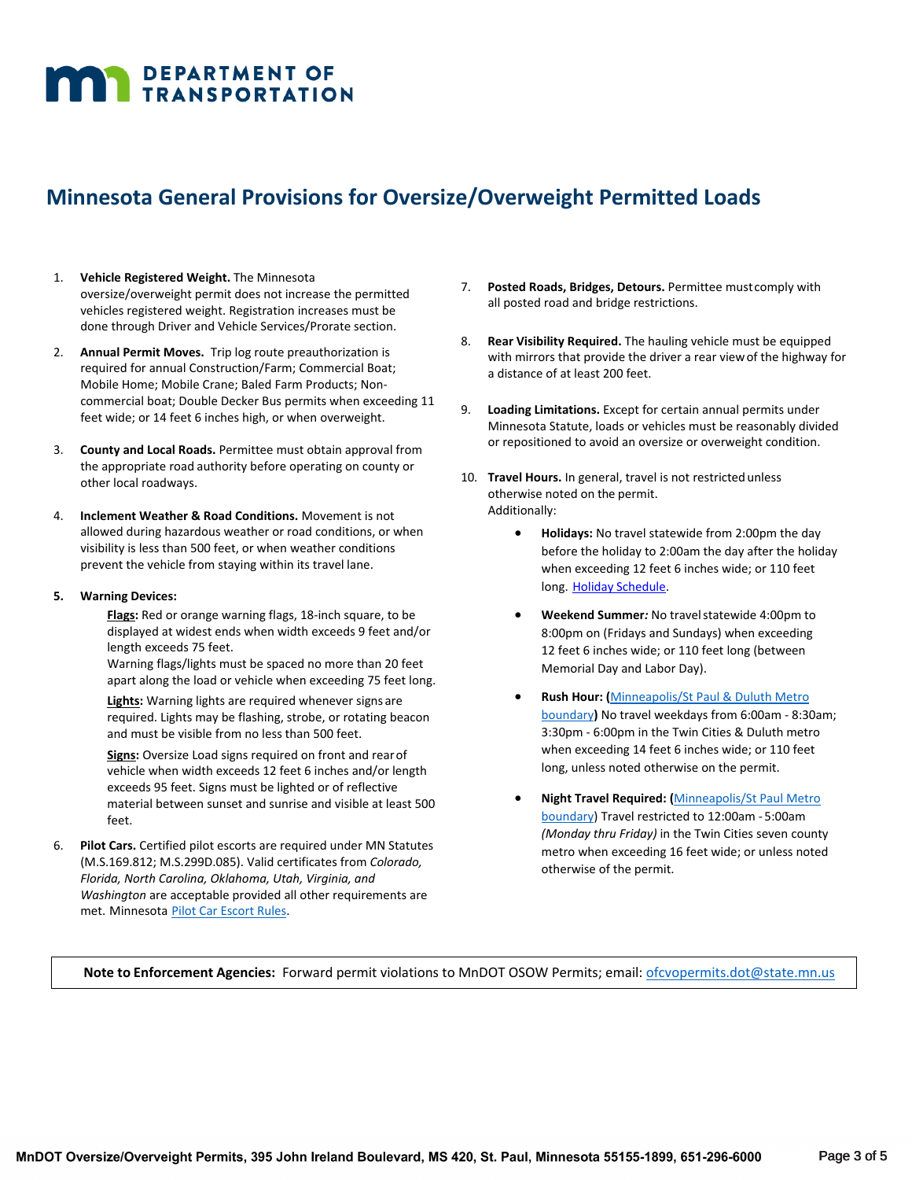**DEPARTMENT OF TRANSPORTATION**

# Minnesota General Provisions for Oversize/Overweight Permitted Loads

1. **Vehicle Registered Weight.** The Minnesota oversize/overweight permit does not increase the permitted vehicles registered weight. Registration increases must be done through Driver and Vehicle Services/Prorate section.

2. **Annual Permit Moves.** Trip log route preauthorization is required for annual Construction/Farm; Commercial Boat; Mobile Home; Mobile Crane; Baled Farm Products; Non-commercial boat; Double Decker Bus permits when exceeding 11 feet wide; or 14 feet 6 inches high, or when overweight.

3. **County and Local Roads.** Permittee must obtain approval from the appropriate road authority before operating on county or other local roadways.

4. **Inclement Weather & Road Conditions.** Movement is not allowed during hazardous weather or road conditions, or when visibility is less than 500 feet, or when weather conditions prevent the vehicle from staying within its travel lane.

5. **Warning Devices:**

    **Flags:** Red or orange warning flags, 18-inch square, to be displayed at widest ends when width exceeds 9 feet and/or length exceeds 75 feet.
    Warning flags/lights must be spaced no more than 20 feet apart along the load or vehicle when exceeding 75 feet long.

    **Lights:** Warning lights are required whenever signs are required. Lights may be flashing, strobe, or rotating beacon and must be visible from no less than 500 feet.

    **Signs:** Oversize Load signs required on front and rear of vehicle when width exceeds 12 feet 6 inches and/or length exceeds 95 feet. Signs must be lighted or of reflective material between sunset and sunrise and visible at least 500 feet.

6. **Pilot Cars.** Certified pilot escorts are required under MN Statutes (M.S.169.812; M.S.299D.085). Valid certificates from *Colorado, Florida, North Carolina, Oklahoma, Utah, Virginia, and Washington* are acceptable provided all other requirements are met. Minnesota Pilot Car Escort Rules.

7. **Posted Roads, Bridges, Detours.** Permittee must comply with all posted road and bridge restrictions.

8. **Rear Visibility Required.** The hauling vehicle must be equipped with mirrors that provide the driver a rear view of the highway for a distance of at least 200 feet.

9. **Loading Limitations.** Except for certain annual permits under Minnesota Statute, loads or vehicles must be reasonably divided or repositioned to avoid an oversize or overweight condition.

10. **Travel Hours.** In general, travel is not restricted unless otherwise noted on the permit.
    Additionally:

    - **Holidays:** No travel statewide from 2:00pm the day before the holiday to 2:00am the day after the holiday when exceeding 12 feet 6 inches wide; or 110 feet long. Holiday Schedule.
    - **Weekend Summer:** No travel statewide 4:00pm to 8:00pm on (Fridays and Sundays) when exceeding 12 feet 6 inches wide; or 110 feet long (between Memorial Day and Labor Day).
    - **Rush Hour: (**Minneapolis/St Paul & Duluth Metro boundary**)** No travel weekdays from 6:00am - 8:30am; 3:30pm - 6:00pm in the Twin Cities & Duluth metro when exceeding 14 feet 6 inches wide; or 110 feet long, unless noted otherwise on the permit.
    - **Night Travel Required: (**Minneapolis/St Paul Metro boundary) Travel restricted to 12:00am - 5:00am *(Monday thru Friday)* in the Twin Cities seven county metro when exceeding 16 feet wide; or unless noted otherwise of the permit.

**Note to Enforcement Agencies:** Forward permit violations to MnDOT OSOW Permits; email: ofcvopermits.dot@state.mn.us

MnDOT Oversize/Overweight Permits, 395 John Ireland Boulevard, MS 420, St. Paul, Minnesota 55155-1899, 651-296-6000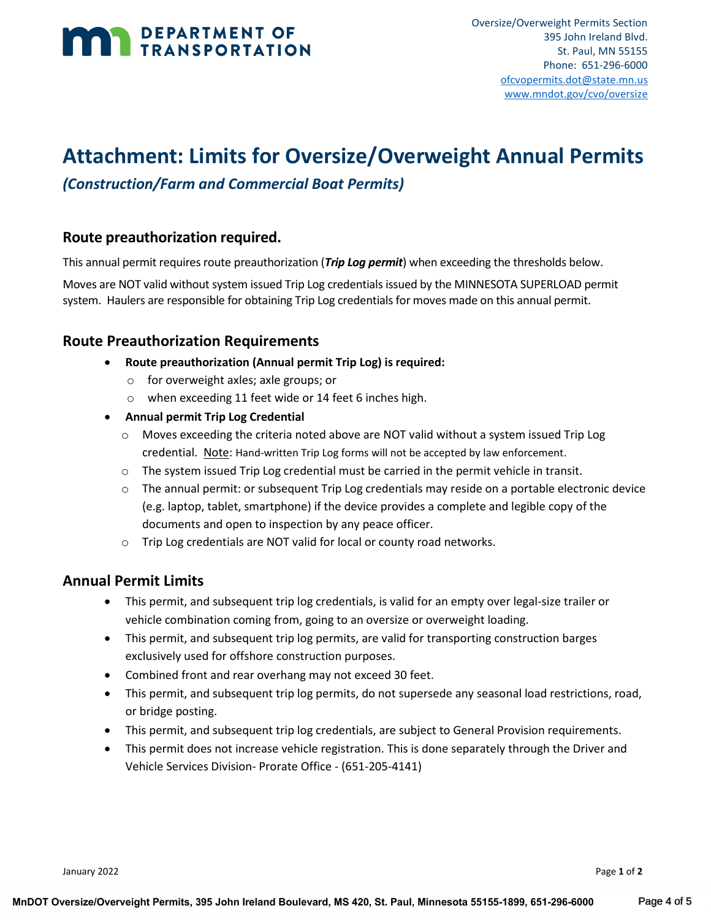Oversize/Overweight Permits Section
395 John Ireland Blvd.
St. Paul, MN 55155
Phone: 651-296-6000
ofcvopermits.dot@state.mn.us
www.mndot.gov/cvo/oversize

# Attachment: Limits for Oversize/Overweight Annual Permits

*(Construction/Farm and Commercial Boat Permits)*

## Route preauthorization required.

This annual permit requires route preauthorization (***Trip Log permit***) when exceeding the thresholds below.

Moves are NOT valid without system issued Trip Log credentials issued by the MINNESOTA SUPERLOAD permit system. Haulers are responsible for obtaining Trip Log credentials for moves made on this annual permit.

## Route Preauthorization Requirements

- **Route preauthorization (Annual permit Trip Log) is required:**
  - for overweight axles; axle groups; or
  - when exceeding 11 feet wide or 14 feet 6 inches high.
- **Annual permit Trip Log Credential**
  - Moves exceeding the criteria noted above are NOT valid without a system issued Trip Log credential. Note: Hand-written Trip Log forms will not be accepted by law enforcement.
  - The system issued Trip Log credential must be carried in the permit vehicle in transit.
  - The annual permit: or subsequent Trip Log credentials may reside on a portable electronic device (e.g. laptop, tablet, smartphone) if the device provides a complete and legible copy of the documents and open to inspection by any peace officer.
  - Trip Log credentials are NOT valid for local or county road networks.

## Annual Permit Limits

- This permit, and subsequent trip log credentials, is valid for an empty over legal-size trailer or vehicle combination coming from, going to an oversize or overweight loading.
- This permit, and subsequent trip log permits, are valid for transporting construction barges exclusively used for offshore construction purposes.
- Combined front and rear overhang may not exceed 30 feet.
- This permit, and subsequent trip log permits, do not supersede any seasonal load restrictions, road, or bridge posting.
- This permit, and subsequent trip log credentials, are subject to General Provision requirements.
- This permit does not increase vehicle registration. This is done separately through the Driver and Vehicle Services Division- Prorate Office - (651-205-4141)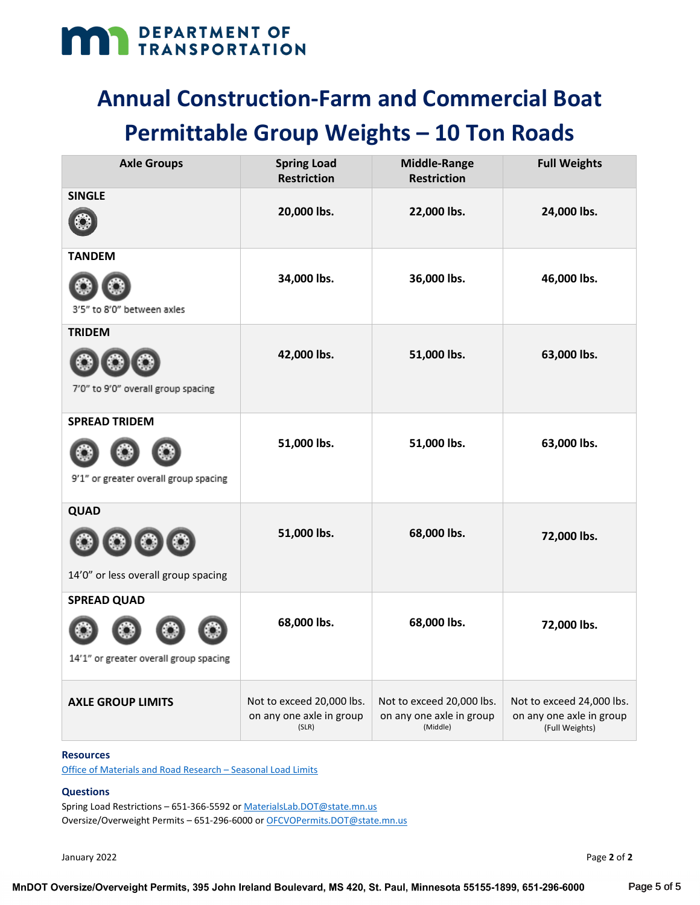# Annual Construction-Farm and Commercial Boat Permittable Group Weights – 10 Ton Roads

| Axle Groups | Spring Load Restriction | Middle-Range Restriction | Full Weights |
|---|---|---|---|
| **SINGLE** | **20,000 lbs.** | **22,000 lbs.** | **24,000 lbs.** |
| **TANDEM** 3'5" to 8'0" between axles | **34,000 lbs.** | **36,000 lbs.** | **46,000 lbs.** |
| **TRIDEM** 7'0" to 9'0" overall group spacing | **42,000 lbs.** | **51,000 lbs.** | **63,000 lbs.** |
| **SPREAD TRIDEM** 9'1" or greater overall group spacing | **51,000 lbs.** | **51,000 lbs.** | **63,000 lbs.** |
| **QUAD** 14'0" or less overall group spacing | **51,000 lbs.** | **68,000 lbs.** | **72,000 lbs.** |
| **SPREAD QUAD** 14'1" or greater overall group spacing | **68,000 lbs.** | **68,000 lbs.** | **72,000 lbs.** |
| **AXLE GROUP LIMITS** | Not to exceed 20,000 lbs. on any one axle in group (SLR) | Not to exceed 20,000 lbs. on any one axle in group (Middle) | Not to exceed 24,000 lbs. on any one axle in group (Full Weights) |

**Resources**

Office of Materials and Road Research – Seasonal Load Limits

**Questions**

Spring Load Restrictions – 651-366-5592 or MaterialsLab.DOT@state.mn.us

Oversize/Overweight Permits – 651-296-6000 or OFCVOPermits.DOT@state.mn.us

January 2022

MnDOT Oversize/Overweight Permits, 395 John Ireland Boulevard, MS 420, St. Paul, Minnesota 55155-1899, 651-296-6000